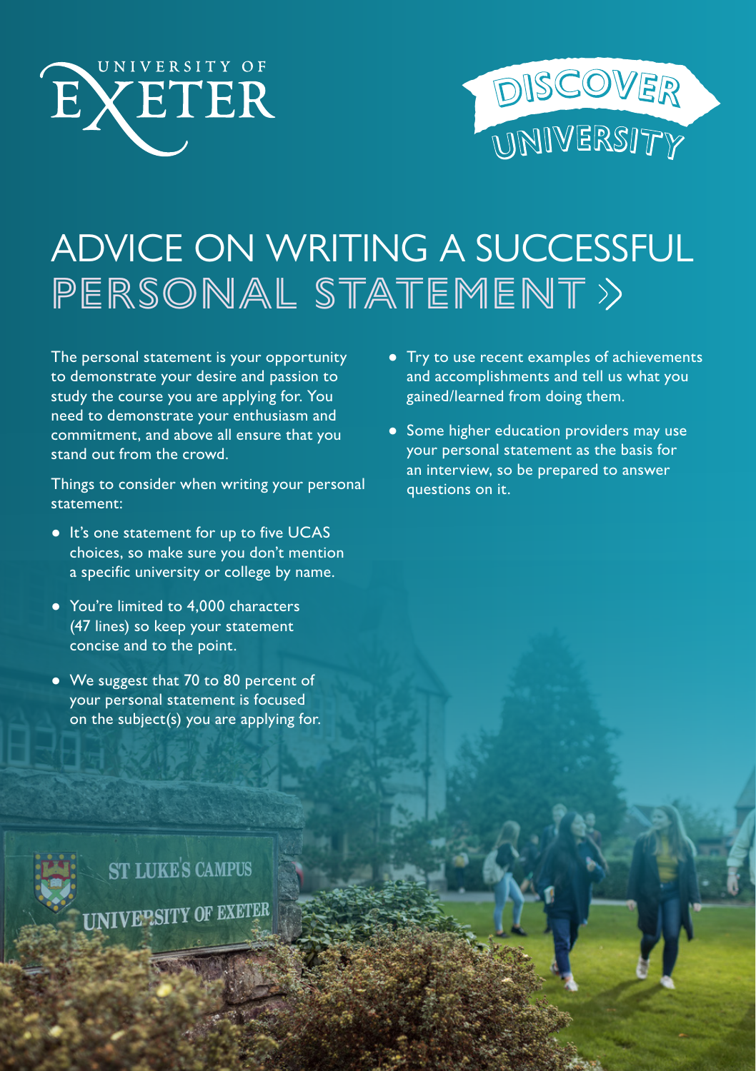UNIVERSITY OF EXETER

DISCOVER UNIVERSITY

# ADVICE ON WRITING A SUCCESSFUL PERSONAL STATEMENT

The personal statement is your opportunity to demonstrate your desire and passion to study the course you are applying for. You need to demonstrate your enthusiasm and commitment, and above all ensure that you stand out from the crowd.

Things to consider when writing your personal statement:

- It's one statement for up to five UCAS choices, so make sure you don't mention a specific university or college by name.
- You're limited to 4,000 characters (47 lines) so keep your statement concise and to the point.
- We suggest that 70 to 80 percent of your personal statement is focused on the subject(s) you are applying for.
- Try to use recent examples of achievements and accomplishments and tell us what you gained/learned from doing them.
- Some higher education providers may use your personal statement as the basis for an interview, so be prepared to answer questions on it.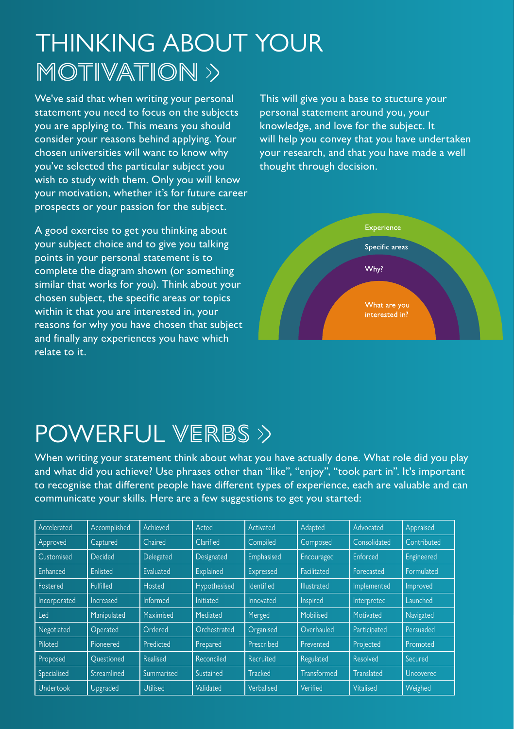# THINKING ABOUT YOUR MOTIVATION »

We've said that when writing your personal statement you need to focus on the subjects you are applying to. This means you should consider your reasons behind applying. Your chosen universities will want to know why you've selected the particular subject you wish to study with them. Only you will know your motivation, whether it's for future career prospects or your passion for the subject.

A good exercise to get you thinking about your subject choice and to give you talking points in your personal statement is to complete the diagram shown (or something similar that works for you). Think about your chosen subject, the specific areas or topics within it that you are interested in, your reasons for why you have chosen that subject and finally any experiences you have which relate to it.

This will give you a base to stucture your personal statement around you, your knowledge, and love for the subject. It will help you convey that you have undertaken your research, and that you have made a well thought through decision.

Experience

Specific areas

Why?

What are you interested in?

# POWERFUL VERBS »

When writing your statement think about what you have actually done. What role did you play and what did you achieve? Use phrases other than "like", "enjoy", "took part in". It's important to recognise that different people have different types of experience, each are valuable and can communicate your skills. Here are a few suggestions to get you started:

| | | | | | | | |
|---|---|---|---|---|---|---|---|
| Accelerated | Accomplished | Achieved | Acted | Activated | Adapted | Advocated | Appraised |
| Approved | Captured | Chaired | Clarified | Compiled | Composed | Consolidated | Contributed |
| Customised | Decided | Delegated | Designated | Emphasised | Encouraged | Enforced | Engineered |
| Enhanced | Enlisted | Evaluated | Explained | Expressed | Facilitated | Forecasted | Formulated |
| Fostered | Fulfilled | Hosted | Hypothesised | Identified | Illustrated | Implemented | Improved |
| Incorporated | Increased | Informed | Initiated | Innovated | Inspired | Interpreted | Launched |
| Led | Manipulated | Maximised | Mediated | Merged | Mobilised | Motivated | Navigated |
| Negotiated | Operated | Ordered | Orchestrated | Organised | Overhauled | Participated | Persuaded |
| Piloted | Pioneered | Predicted | Prepared | Prescribed | Prevented | Projected | Promoted |
| Proposed | Questioned | Realised | Reconciled | Recruited | Regulated | Resolved | Secured |
| Specialised | Streamlined | Summarised | Sustained | Tracked | Transformed | Translated | Uncovered |
| Undertook | Upgraded | Utilised | Validated | Verbalised | Verified | Vitalised | Weighed |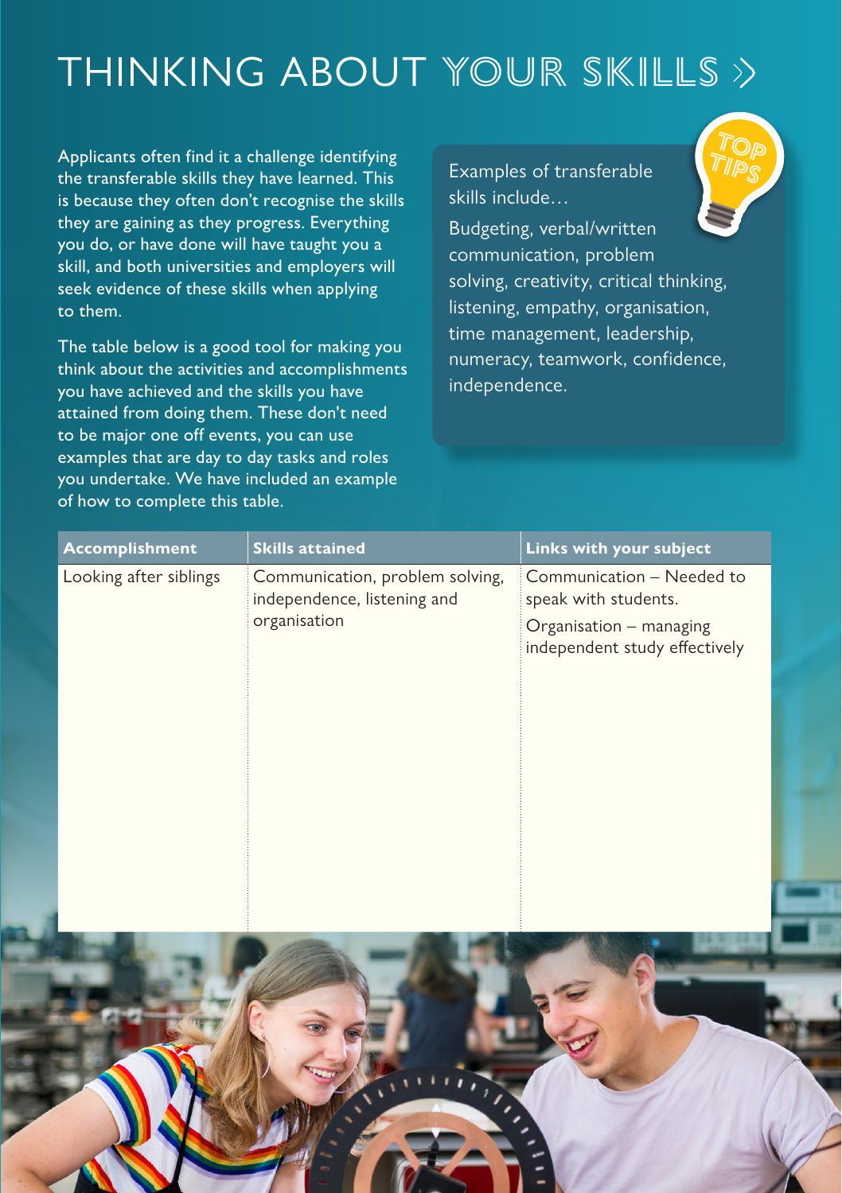# THINKING ABOUT YOUR SKILLS »

Applicants often find it a challenge identifying the transferable skills they have learned. This is because they often don't recognise the skills they are gaining as they progress. Everything you do, or have done will have taught you a skill, and both universities and employers will seek evidence of these skills when applying to them.

The table below is a good tool for making you think about the activities and accomplishments you have achieved and the skills you have attained from doing them. These don't need to be major one off events, you can use examples that are day to day tasks and roles you undertake. We have included an example of how to complete this table.

**TOP TIPS**

Examples of transferable skills include…

Budgeting, verbal/written communication, problem solving, creativity, critical thinking, listening, empathy, organisation, time management, leadership, numeracy, teamwork, confidence, independence.

| Accomplishment | Skills attained | Links with your subject |
|---|---|---|
| Looking after siblings | Communication, problem solving, independence, listening and organisation | Communication – Needed to speak with students.<br>Organisation – managing independent study effectively |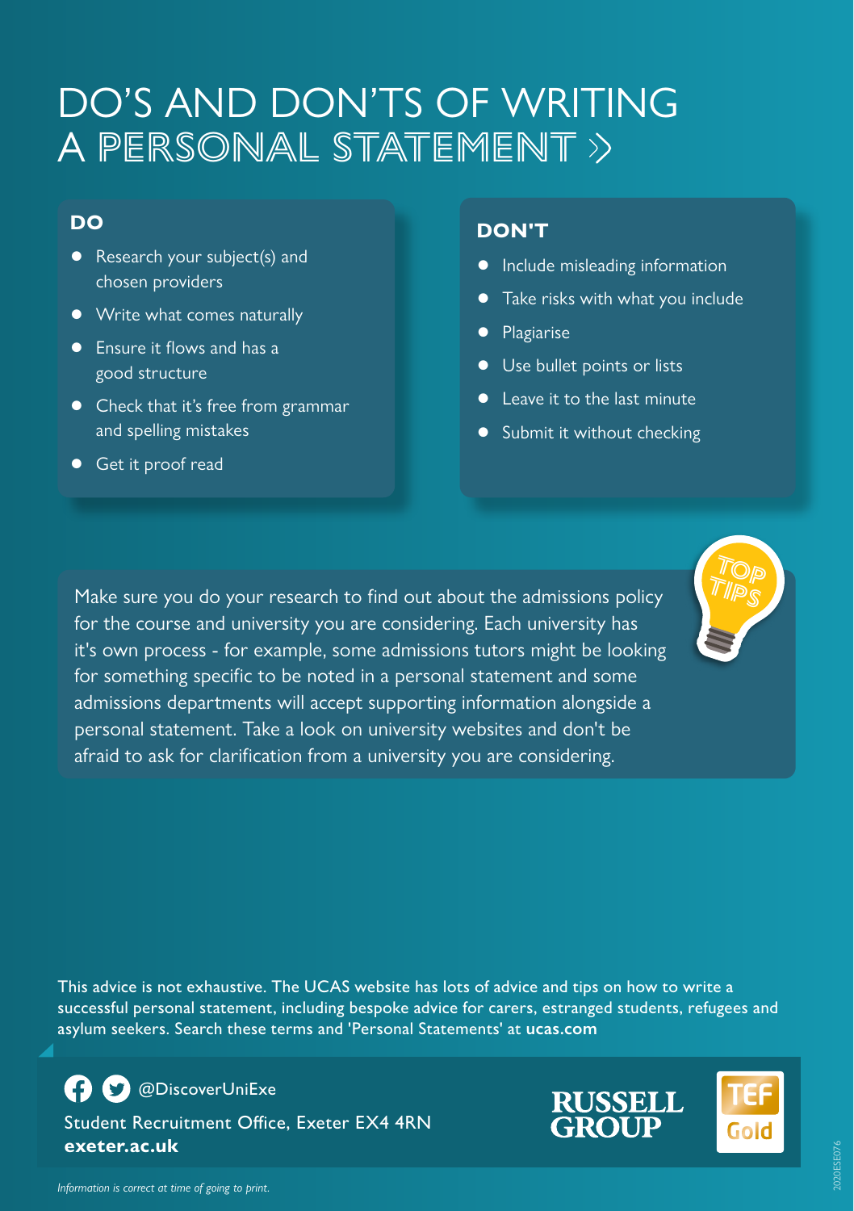# DO'S AND DON'TS OF WRITING A PERSONAL STATEMENT »

## DO

- Research your subject(s) and chosen providers
- Write what comes naturally
- Ensure it flows and has a good structure
- Check that it's free from grammar and spelling mistakes
- Get it proof read

## DON'T

- Include misleading information
- Take risks with what you include
- Plagiarise
- Use bullet points or lists
- Leave it to the last minute
- Submit it without checking

TOP TIPS

Make sure you do your research to find out about the admissions policy for the course and university you are considering. Each university has it's own process - for example, some admissions tutors might be looking for something specific to be noted in a personal statement and some admissions departments will accept supporting information alongside a personal statement. Take a look on university websites and don't be afraid to ask for clarification from a university you are considering.

This advice is not exhaustive. The UCAS website has lots of advice and tips on how to write a successful personal statement, including bespoke advice for carers, estranged students, refugees and asylum seekers. Search these terms and 'Personal Statements' at **ucas.com**

@DiscoverUniExe

Student Recruitment Office, Exeter EX4 4RN

**exeter.ac.uk**

RUSSELL GROUP

TEF Gold

*Information is correct at time of going to print.*

2020ESE076